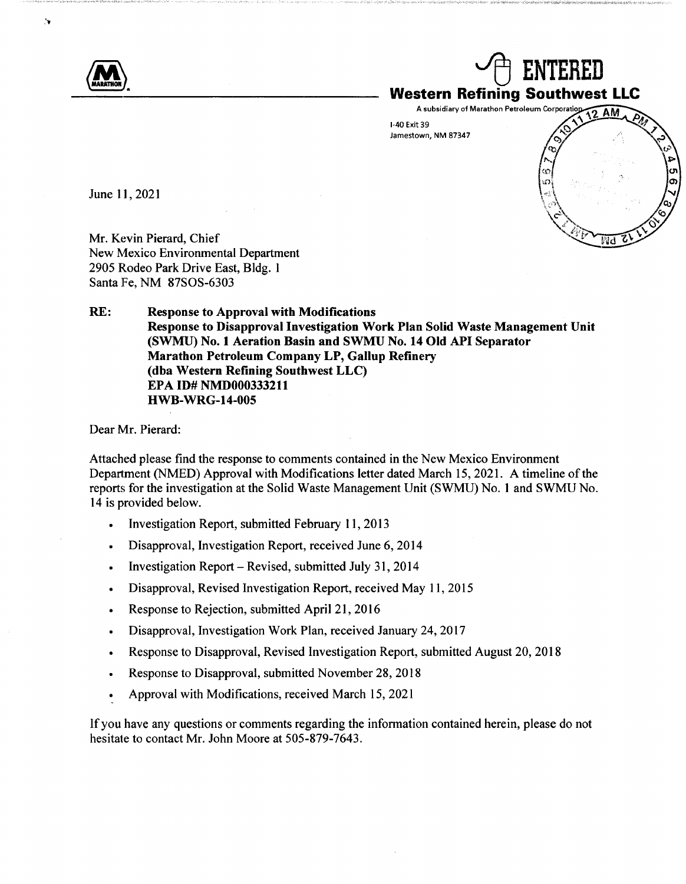**ENTERED**

**Western Refining Southwest LLC**

A subsidiary of Marathon Petroleum Corporation

I-40 Exit 39
Jamestown, NM 87347

June 11, 2021

Mr. Kevin Pierard, Chief
New Mexico Environmental Department
2905 Rodeo Park Drive East, Bldg. 1
Santa Fe, NM 87SOS-6303

**RE: Response to Approval with Modifications**
**Response to Disapproval Investigation Work Plan Solid Waste Management Unit (SWMU) No. 1 Aeration Basin and SWMU No. 14 Old API Separator**
**Marathon Petroleum Company LP, Gallup Refinery**
**(dba Western Refining Southwest LLC)**
**EPA ID# NMD000333211**
**HWB-WRG-14-005**

Dear Mr. Pierard:

Attached please find the response to comments contained in the New Mexico Environment Department (NMED) Approval with Modifications letter dated March 15, 2021. A timeline of the reports for the investigation at the Solid Waste Management Unit (SWMU) No. 1 and SWMU No. 14 is provided below.

- Investigation Report, submitted February 11, 2013
- Disapproval, Investigation Report, received June 6, 2014
- Investigation Report – Revised, submitted July 31, 2014
- Disapproval, Revised Investigation Report, received May 11, 2015
- Response to Rejection, submitted April 21, 2016
- Disapproval, Investigation Work Plan, received January 24, 2017
- Response to Disapproval, Revised Investigation Report, submitted August 20, 2018
- Response to Disapproval, submitted November 28, 2018
- Approval with Modifications, received March 15, 2021

If you have any questions or comments regarding the information contained herein, please do not hesitate to contact Mr. John Moore at 505-879-7643.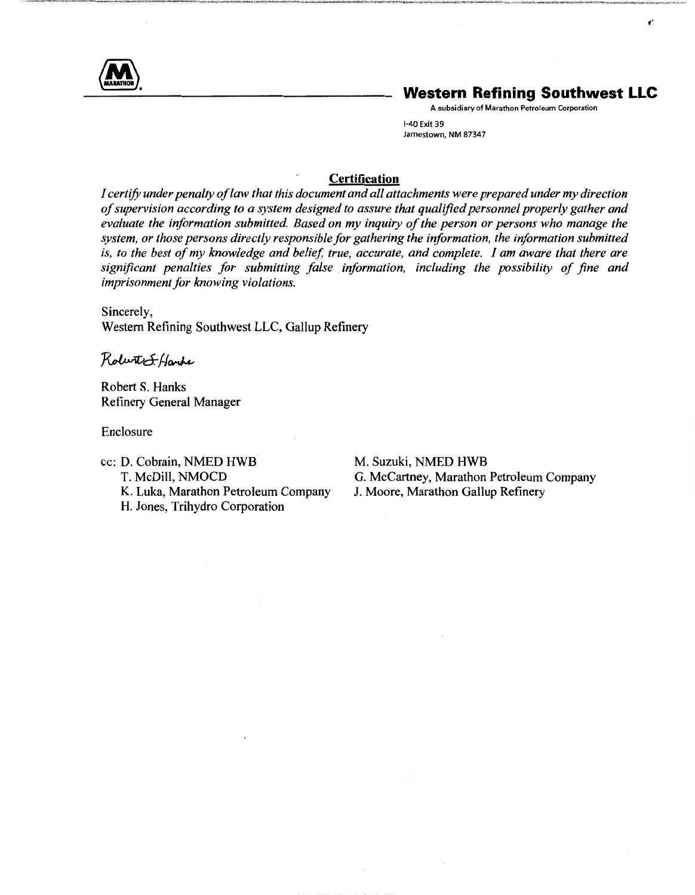**Western Refining Southwest LLC**

A subsidiary of Marathon Petroleum Corporation

I-40 Exit 39
Jamestown, NM 87347

## Certification

*I certify under penalty of law that this document and all attachments were prepared under my direction of supervision according to a system designed to assure that qualified personnel properly gather and evaluate the information submitted. Based on my inquiry of the person or persons who manage the system, or those persons directly responsible for gathering the information, the information submitted is, to the best of my knowledge and belief, true, accurate, and complete. I am aware that there are significant penalties for submitting false information, including the possibility of fine and imprisonment for knowing violations.*

Sincerely,
Western Refining Southwest LLC, Gallup Refinery

Robert S. Hanks

Robert S. Hanks
Refinery General Manager

Enclosure

cc: D. Cobrain, NMED HWB
T. McDill, NMOCD
K. Luka, Marathon Petroleum Company
H. Jones, Trihydro Corporation
M. Suzuki, NMED HWB
G. McCartney, Marathon Petroleum Company
J. Moore, Marathon Gallup Refinery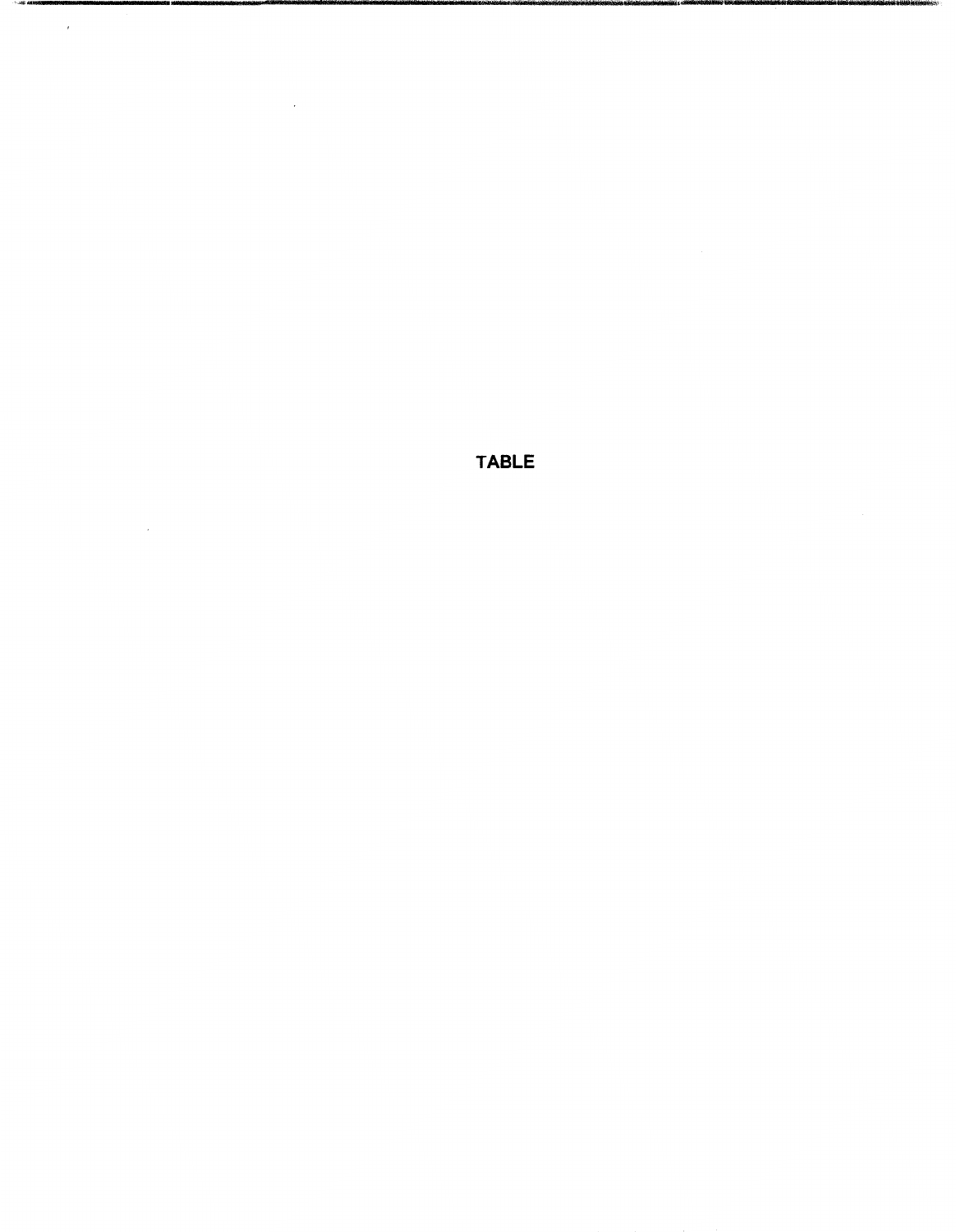**TABLE**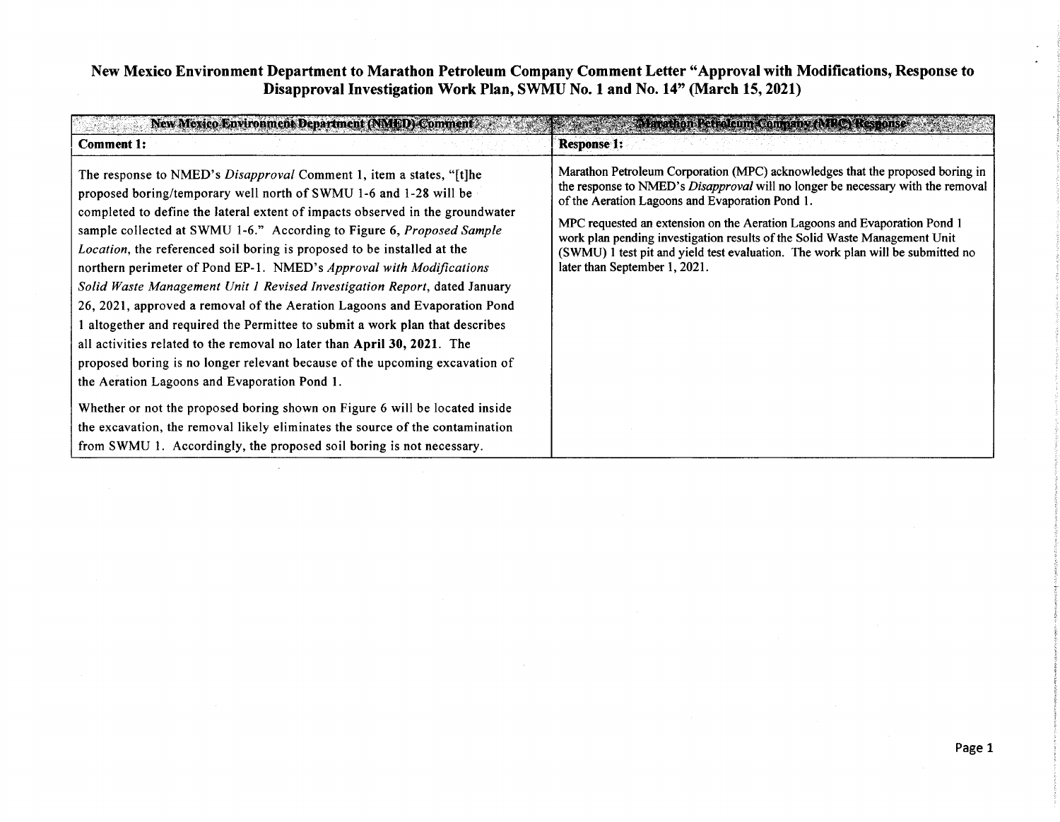# New Mexico Environment Department to Marathon Petroleum Company Comment Letter "Approval with Modifications, Response to Disapproval Investigation Work Plan, SWMU No. 1 and No. 14" (March 15, 2021)

| New Mexico Environment Department (NMED) Comment | Marathon Petroleum Company (MPC) Response |
|---|---|
| **Comment 1:** | **Response 1:** |
| The response to NMED's *Disapproval* Comment 1, item a states, "[t]he proposed boring/temporary well north of SWMU 1-6 and 1-28 will be completed to define the lateral extent of impacts observed in the groundwater sample collected at SWMU 1-6." According to **Figure 6**, *Proposed Sample Location*, the referenced soil boring is proposed to be installed at the northern perimeter of Pond EP-1. NMED's *Approval with Modifications Solid Waste Management Unit 1 Revised Investigation Report*, dated January 26, 2021, approved a removal of the Aeration Lagoons and Evaporation Pond 1 altogether and required the Permittee to submit a work plan that describes all activities related to the removal no later than **April 30, 2021**. The proposed boring is no longer relevant because of the upcoming excavation of the Aeration Lagoons and Evaporation Pond 1.<br><br>Whether or not the proposed boring shown on Figure 6 will be located inside the excavation, the removal likely eliminates the source of the contamination from SWMU 1. Accordingly, the proposed soil boring is not necessary. | Marathon Petroleum Corporation (MPC) acknowledges that the proposed boring in the response to NMED's *Disapproval* will no longer be necessary with the removal of the Aeration Lagoons and Evaporation Pond 1.<br><br>MPC requested an extension on the Aeration Lagoons and Evaporation Pond 1 work plan pending investigation results of the Solid Waste Management Unit (SWMU) 1 test pit and yield test evaluation. The work plan will be submitted no later than September 1, 2021. |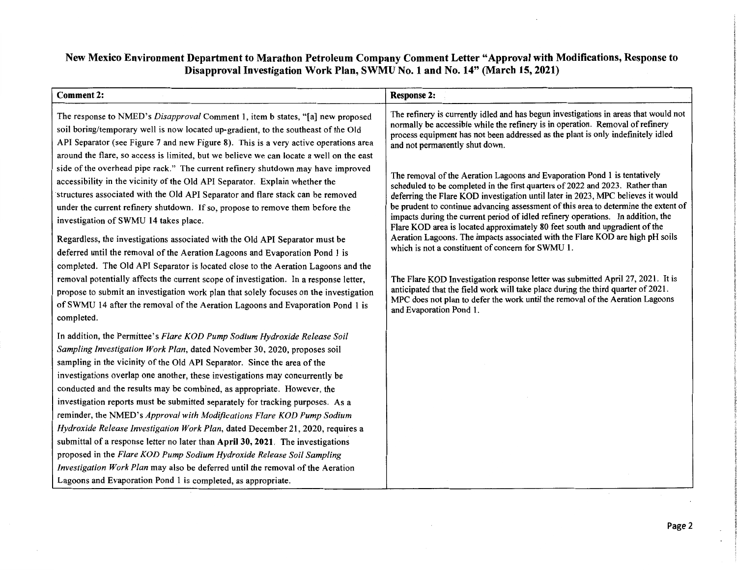**New Mexico Environment Department to Marathon Petroleum Company Comment Letter "Approval with Modifications, Response to Disapproval Investigation Work Plan, SWMU No. 1 and No. 14" (March 15, 2021)**

| Comment 2: | Response 2: |
| --- | --- |
| The response to NMED's *Disapproval* Comment 1, item b states, "[a] new proposed soil boring/temporary well is now located up-gradient, to the southeast of the Old API Separator (see Figure 7 and new Figure 8). This is a very active operations area around the flare, so access is limited, but we believe we can locate a well on the east side of the overhead pipe rack." The current refinery shutdown may have improved accessibility in the vicinity of the Old API Separator. Explain whether the structures associated with the Old API Separator and flare stack can be removed under the current refinery shutdown. If so, propose to remove them before the investigation of SWMU 14 takes place.<br><br>Regardless, the investigations associated with the Old API Separator must be deferred until the removal of the Aeration Lagoons and Evaporation Pond 1 is completed. The Old API Separator is located close to the Aeration Lagoons and the removal potentially affects the current scope of investigation. In a response letter, propose to submit an investigation work plan that solely focuses on the investigation of SWMU 14 after the removal of the Aeration Lagoons and Evaporation Pond 1 is completed.<br><br>In addition, the Permittee's *Flare KOD Pump Sodium Hydroxide Release Soil Sampling Investigation Work Plan*, dated November 30, 2020, proposes soil sampling in the vicinity of the Old API Separator. Since the area of the investigations overlap one another, these investigations may concurrently be conducted and the results may be combined, as appropriate. However, the investigation reports must be submitted separately for tracking purposes. As a reminder, the NMED's *Approval with Modifications Flare KOD Pump Sodium Hydroxide Release Investigation Work Plan*, dated December 21, 2020, requires a submittal of a response letter no later than **April 30, 2021**. The investigations proposed in the *Flare KOD Pump Sodium Hydroxide Release Soil Sampling Investigation Work Plan* may also be deferred until the removal of the Aeration Lagoons and Evaporation Pond 1 is completed, as appropriate. | The refinery is currently idled and has begun investigations in areas that would not normally be accessible while the refinery is in operation. Removal of refinery process equipment has not been addressed as the plant is only indefinitely idled and not permanently shut down.<br><br>The removal of the Aeration Lagoons and Evaporation Pond 1 is tentatively scheduled to be completed in the first quarters of 2022 and 2023. Rather than deferring the Flare KOD investigation until later in 2023, MPC believes it would be prudent to continue advancing assessment of this area to determine the extent of impacts during the current period of idled refinery operations. In addition, the Flare KOD area is located approximately 80 feet south and upgradient of the Aeration Lagoons. The impacts associated with the Flare KOD are high pH soils which is not a constituent of concern for SWMU 1.<br><br>The Flare KOD Investigation response letter was submitted April 27, 2021. It is anticipated that the field work will take place during the third quarter of 2021. MPC does not plan to defer the work until the removal of the Aeration Lagoons and Evaporation Pond 1. |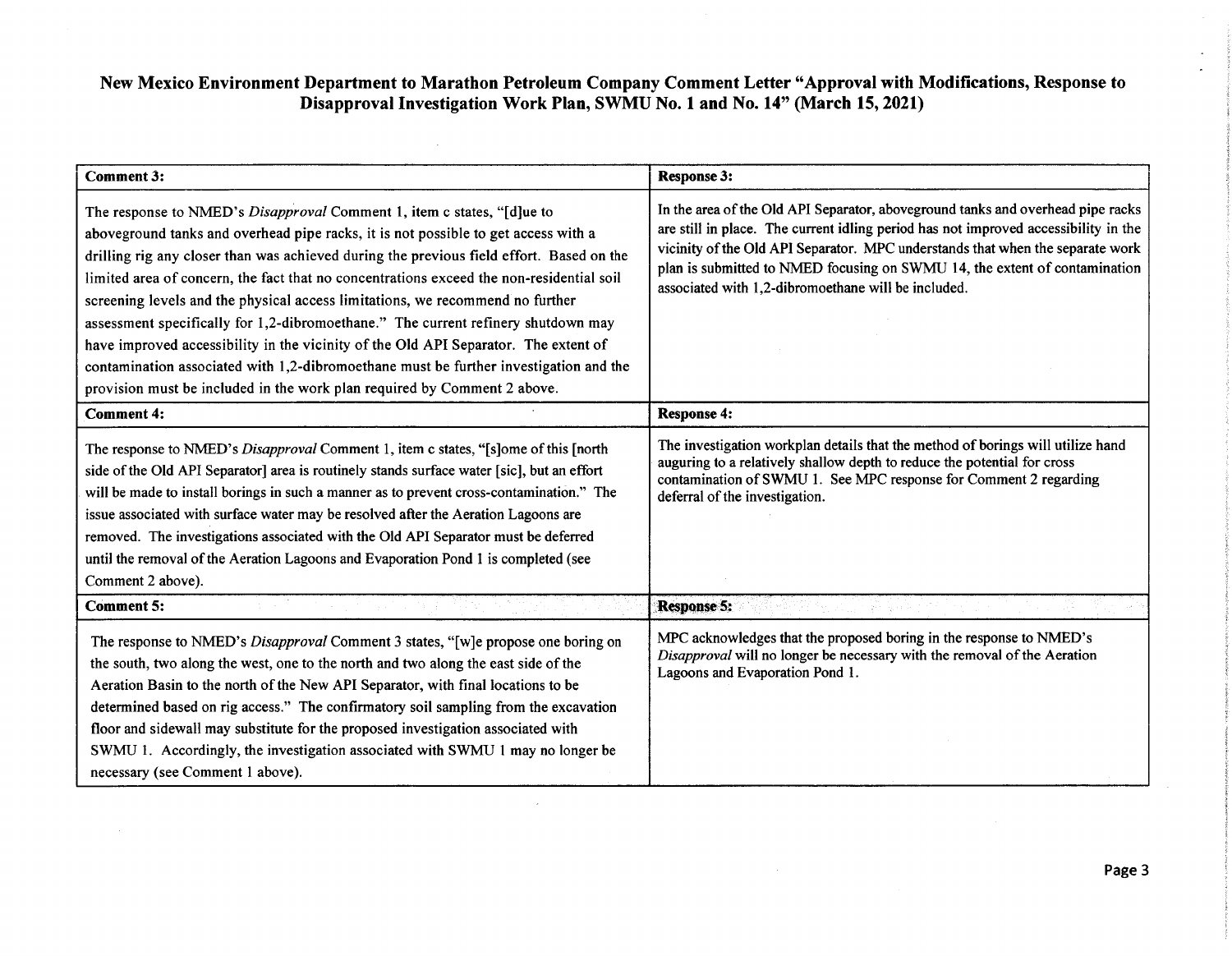# New Mexico Environment Department to Marathon Petroleum Company Comment Letter "Approval with Modifications, Response to Disapproval Investigation Work Plan, SWMU No. 1 and No. 14" (March 15, 2021)

| **Comment 3:** | **Response 3:** |
|---|---|
| The response to NMED's *Disapproval* Comment 1, item c states, "[d]ue to aboveground tanks and overhead pipe racks, it is not possible to get access with a drilling rig any closer than was achieved during the previous field effort. Based on the limited area of concern, the fact that no concentrations exceed the non-residential soil screening levels and the physical access limitations, we recommend no further assessment specifically for 1,2-dibromoethane." The current refinery shutdown may have improved accessibility in the vicinity of the Old API Separator. The extent of contamination associated with 1,2-dibromoethane must be further investigation and the provision must be included in the work plan required by Comment 2 above. | In the area of the Old API Separator, aboveground tanks and overhead pipe racks are still in place. The current idling period has not improved accessibility in the vicinity of the Old API Separator. MPC understands that when the separate work plan is submitted to NMED focusing on SWMU 14, the extent of contamination associated with 1,2-dibromoethane will be included. |
| **Comment 4:** | **Response 4:** |
| The response to NMED's *Disapproval* Comment 1, item c states, "[s]ome of this [north side of the Old API Separator] area is routinely stands surface water [sic], but an effort will be made to install borings in such a manner as to prevent cross-contamination." The issue associated with surface water may be resolved after the Aeration Lagoons are removed. The investigations associated with the Old API Separator must be deferred until the removal of the Aeration Lagoons and Evaporation Pond 1 is completed (see Comment 2 above). | The investigation workplan details that the method of borings will utilize hand auguring to a relatively shallow depth to reduce the potential for cross contamination of SWMU 1. See MPC response for Comment 2 regarding deferral of the investigation. |
| **Comment 5:** | **Response 5:** |
| The response to NMED's *Disapproval* Comment 3 states, "[w]e propose one boring on the south, two along the west, one to the north and two along the east side of the Aeration Basin to the north of the New API Separator, with final locations to be determined based on rig access." The confirmatory soil sampling from the excavation floor and sidewall may substitute for the proposed investigation associated with SWMU 1. Accordingly, the investigation associated with SWMU 1 may no longer be necessary (see Comment 1 above). | MPC acknowledges that the proposed boring in the response to NMED's *Disapproval* will no longer be necessary with the removal of the Aeration Lagoons and Evaporation Pond 1. |